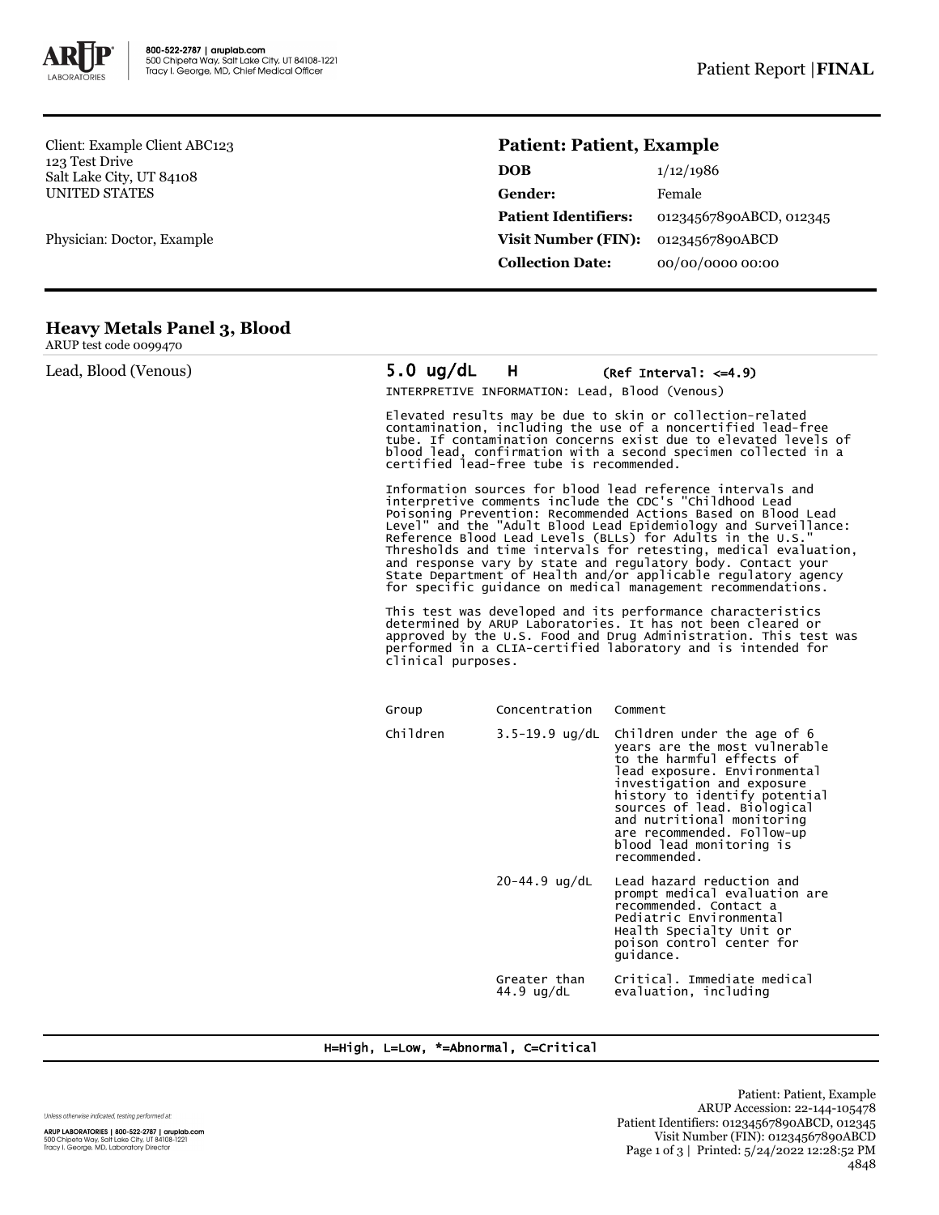800-522-2787 | aruplab.com
500 Chipeta Way, Salt Lake City, UT 84108-1221
Tracy I. George, MD, Chief Medical Officer

Patient Report | **FINAL**

Client: Example Client ABC123
123 Test Drive
Salt Lake City, UT 84108
UNITED STATES

Physician: Doctor, Example

## Patient: Patient, Example

| | |
|---|---|
| **DOB** | 1/12/1986 |
| **Gender:** | Female |
| **Patient Identifiers:** | 01234567890ABCD, 012345 |
| **Visit Number (FIN):** | 01234567890ABCD |
| **Collection Date:** | 00/00/0000 00:00 |

## Heavy Metals Panel 3, Blood

ARUP test code 0099470

Lead, Blood (Venous) **5.0 ug/dL H** (Ref Interval: <=4.9)

INTERPRETIVE INFORMATION: Lead, Blood (Venous)

Elevated results may be due to skin or collection-related contamination, including the use of a noncertified lead-free tube. If contamination concerns exist due to elevated levels of blood lead, confirmation with a second specimen collected in a certified lead-free tube is recommended.

Information sources for blood lead reference intervals and interpretive comments include the CDC's "Childhood Lead Poisoning Prevention: Recommended Actions Based on Blood Lead Level" and the "Adult Blood Lead Epidemiology and Surveillance: Reference Blood Lead Levels (BLLs) for Adults in the U.S." Thresholds and time intervals for retesting, medical evaluation, and response vary by state and regulatory body. Contact your State Department of Health and/or applicable regulatory agency for specific guidance on medical management recommendations.

This test was developed and its performance characteristics determined by ARUP Laboratories. It has not been cleared or approved by the U.S. Food and Drug Administration. This test was performed in a CLIA-certified laboratory and is intended for clinical purposes.

| Group | Concentration | Comment |
|---|---|---|
| Children | 3.5-19.9 ug/dL | Children under the age of 6 years are the most vulnerable to the harmful effects of lead exposure. Environmental investigation and exposure history to identify potential sources of lead. Biological and nutritional monitoring are recommended. Follow-up blood lead monitoring is recommended. |
| | 20-44.9 ug/dL | Lead hazard reduction and prompt medical evaluation are recommended. Contact a Pediatric Environmental Health Specialty Unit or poison control center for guidance. |
| | Greater than 44.9 ug/dL | Critical. Immediate medical evaluation, including |

H=High, L=Low, *=Abnormal, C=Critical

Unless otherwise indicated, testing performed at:

ARUP LABORATORIES | 800-522-2787 | aruplab.com
500 Chipeta Way, Salt Lake City, UT 84108-1221
Tracy I. George, MD, Laboratory Director

Patient: Patient, Example
ARUP Accession: 22-144-105478
Patient Identifiers: 01234567890ABCD, 012345
Visit Number (FIN): 01234567890ABCD
Printed: 5/24/2022 12:28:52 PM
4848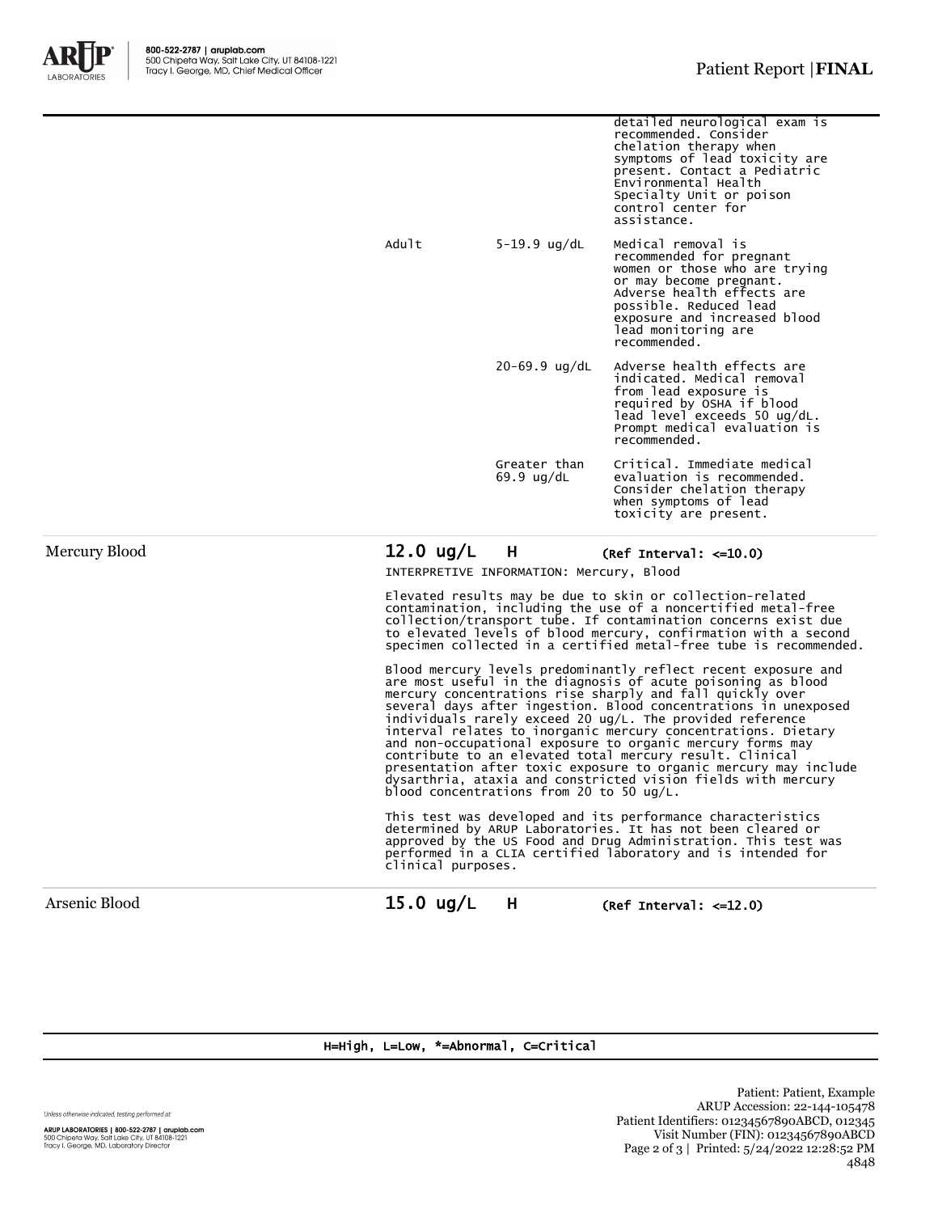| | | | |
|---|---|---|---|
| | | | detailed neurological exam is recommended. Consider chelation therapy when symptoms of lead toxicity are present. Contact a Pediatric Environmental Health Specialty Unit or poison control center for assistance. |
| | Adult | 5-19.9 ug/dL | Medical removal is recommended for pregnant women or those who are trying or may become pregnant. Adverse health effects are possible. Reduced lead exposure and increased blood lead monitoring are recommended. |
| | | 20-69.9 ug/dL | Adverse health effects are indicated. Medical removal from lead exposure is required by OSHA if blood lead level exceeds 50 ug/dL. Prompt medical evaluation is recommended. |
| | | Greater than 69.9 ug/dL | Critical. Immediate medical evaluation is recommended. Consider chelation therapy when symptoms of lead toxicity are present. |

**Mercury Blood** — **12.0 ug/L H** (Ref Interval: <=10.0)

INTERPRETIVE INFORMATION: Mercury, Blood

Elevated results may be due to skin or collection-related contamination, including the use of a noncertified metal-free collection/transport tube. If contamination concerns exist due to elevated levels of blood mercury, confirmation with a second specimen collected in a certified metal-free tube is recommended.

Blood mercury levels predominantly reflect recent exposure and are most useful in the diagnosis of acute poisoning as blood mercury concentrations rise sharply and fall quickly over several days after ingestion. Blood concentrations in unexposed individuals rarely exceed 20 ug/L. The provided reference interval relates to inorganic mercury concentrations. Dietary and non-occupational exposure to organic mercury forms may contribute to an elevated total mercury result. Clinical presentation after toxic exposure to organic mercury may include dysarthria, ataxia and constricted vision fields with mercury blood concentrations from 20 to 50 ug/L.

This test was developed and its performance characteristics determined by ARUP Laboratories. It has not been cleared or approved by the US Food and Drug Administration. This test was performed in a CLIA certified laboratory and is intended for clinical purposes.

**Arsenic Blood** — **15.0 ug/L H** (Ref Interval: <=12.0)

H=High, L=Low, *=Abnormal, C=Critical

Patient: Patient, Example
ARUP Accession: 22-144-105478
Patient Identifiers: 01234567890ABCD, 012345
Visit Number (FIN): 01234567890ABCD
Printed: 5/24/2022 12:28:52 PM
4848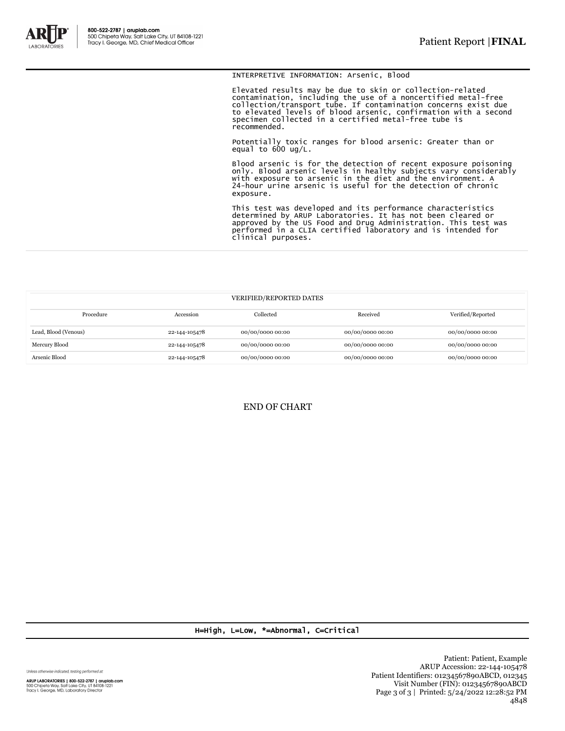INTERPRETIVE INFORMATION: Arsenic, Blood

Elevated results may be due to skin or collection-related contamination, including the use of a noncertified metal-free collection/transport tube. If contamination concerns exist due to elevated levels of blood arsenic, confirmation with a second specimen collected in a certified metal-free tube is recommended.

Potentially toxic ranges for blood arsenic: Greater than or equal to 600 ug/L.

Blood arsenic is for the detection of recent exposure poisoning only. Blood arsenic levels in healthy subjects vary considerably with exposure to arsenic in the diet and the environment. A 24-hour urine arsenic is useful for the detection of chronic exposure.

This test was developed and its performance characteristics determined by ARUP Laboratories. It has not been cleared or approved by the US Food and Drug Administration. This test was performed in a CLIA certified laboratory and is intended for clinical purposes.

VERIFIED/REPORTED DATES

| Procedure | Accession | Collected | Received | Verified/Reported |
|---|---|---|---|---|
| Lead, Blood (Venous) | 22-144-105478 | 00/00/0000 00:00 | 00/00/0000 00:00 | 00/00/0000 00:00 |
| Mercury Blood | 22-144-105478 | 00/00/0000 00:00 | 00/00/0000 00:00 | 00/00/0000 00:00 |
| Arsenic Blood | 22-144-105478 | 00/00/0000 00:00 | 00/00/0000 00:00 | 00/00/0000 00:00 |

END OF CHART

H=High, L=Low, *=Abnormal, C=Critical

Unless otherwise indicated, testing performed at:

ARUP LABORATORIES | 800-522-2787 | aruplab.com
500 Chipeta Way, Salt Lake City, UT 84108-1221
Tracy I. George, MD, Laboratory Director

Patient: Patient, Example
ARUP Accession: 22-144-105478
Patient Identifiers: 01234567890ABCD, 012345
Visit Number (FIN): 01234567890ABCD
Printed: 5/24/2022 12:28:52 PM
4848